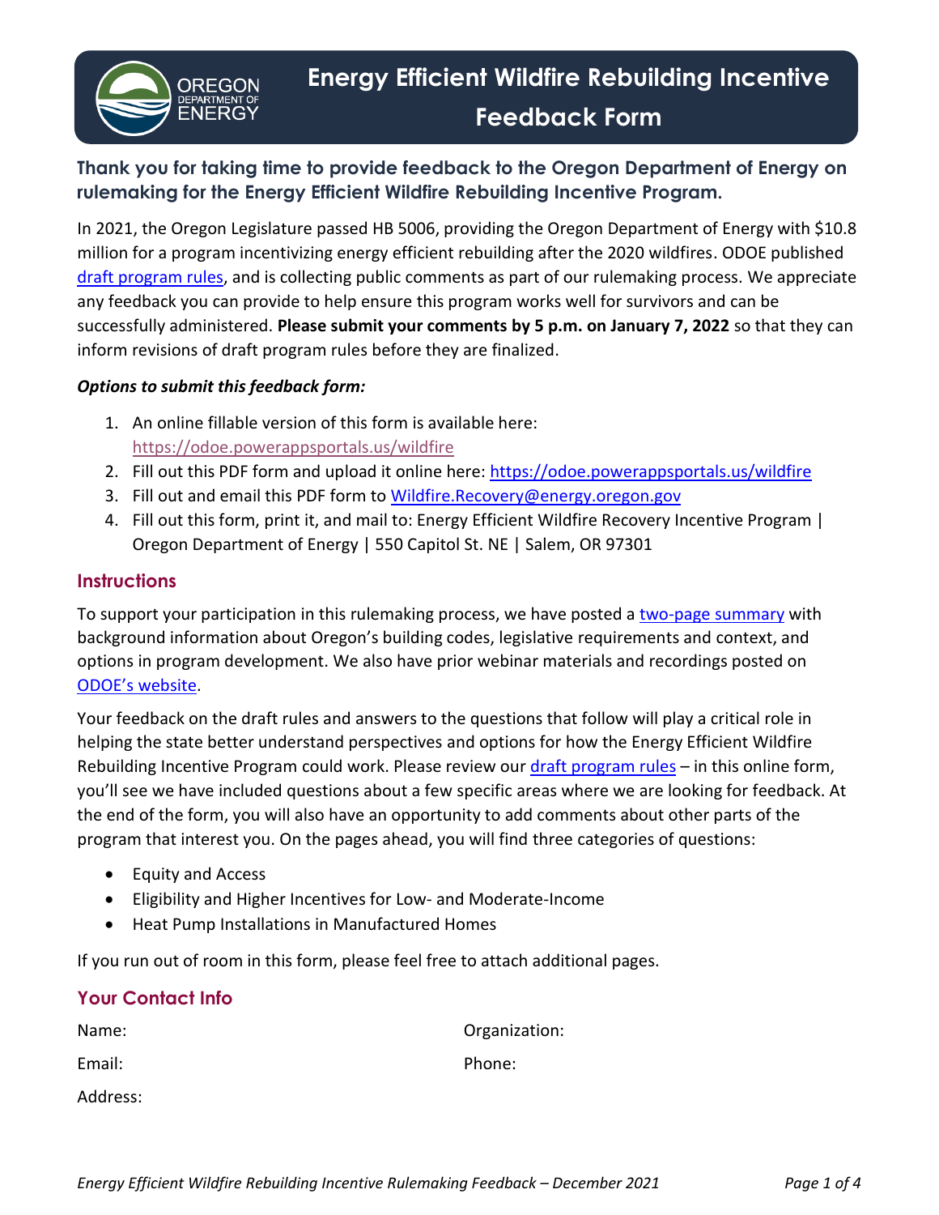# Energy Efficient Wildfire Rebuilding Incentive Feedback Form

**Thank you for taking time to provide feedback to the Oregon Department of Energy on rulemaking for the Energy Efficient Wildfire Rebuilding Incentive Program.**

In 2021, the Oregon Legislature passed HB 5006, providing the Oregon Department of Energy with $10.8 million for a program incentivizing energy efficient rebuilding after the 2020 wildfires. ODOE published draft program rules, and is collecting public comments as part of our rulemaking process. We appreciate any feedback you can provide to help ensure this program works well for survivors and can be successfully administered. **Please submit your comments by 5 p.m. on January 7, 2022** so that they can inform revisions of draft program rules before they are finalized.

***Options to submit this feedback form:***

1. An online fillable version of this form is available here: https://odoe.powerappsportals.us/wildfire
2. Fill out this PDF form and upload it online here: https://odoe.powerappsportals.us/wildfire
3. Fill out and email this PDF form to Wildfire.Recovery@energy.oregon.gov
4. Fill out this form, print it, and mail to: Energy Efficient Wildfire Recovery Incentive Program | Oregon Department of Energy | 550 Capitol St. NE | Salem, OR 97301

## Instructions

To support your participation in this rulemaking process, we have posted a two-page summary with background information about Oregon's building codes, legislative requirements and context, and options in program development. We also have prior webinar materials and recordings posted on ODOE's website.

Your feedback on the draft rules and answers to the questions that follow will play a critical role in helping the state better understand perspectives and options for how the Energy Efficient Wildfire Rebuilding Incentive Program could work. Please review our draft program rules – in this online form, you'll see we have included questions about a few specific areas where we are looking for feedback. At the end of the form, you will also have an opportunity to add comments about other parts of the program that interest you. On the pages ahead, you will find three categories of questions:

- Equity and Access
- Eligibility and Higher Incentives for Low- and Moderate-Income
- Heat Pump Installations in Manufactured Homes

If you run out of room in this form, please feel free to attach additional pages.

## Your Contact Info

Name:

Organization:

Email:

Phone:

Address: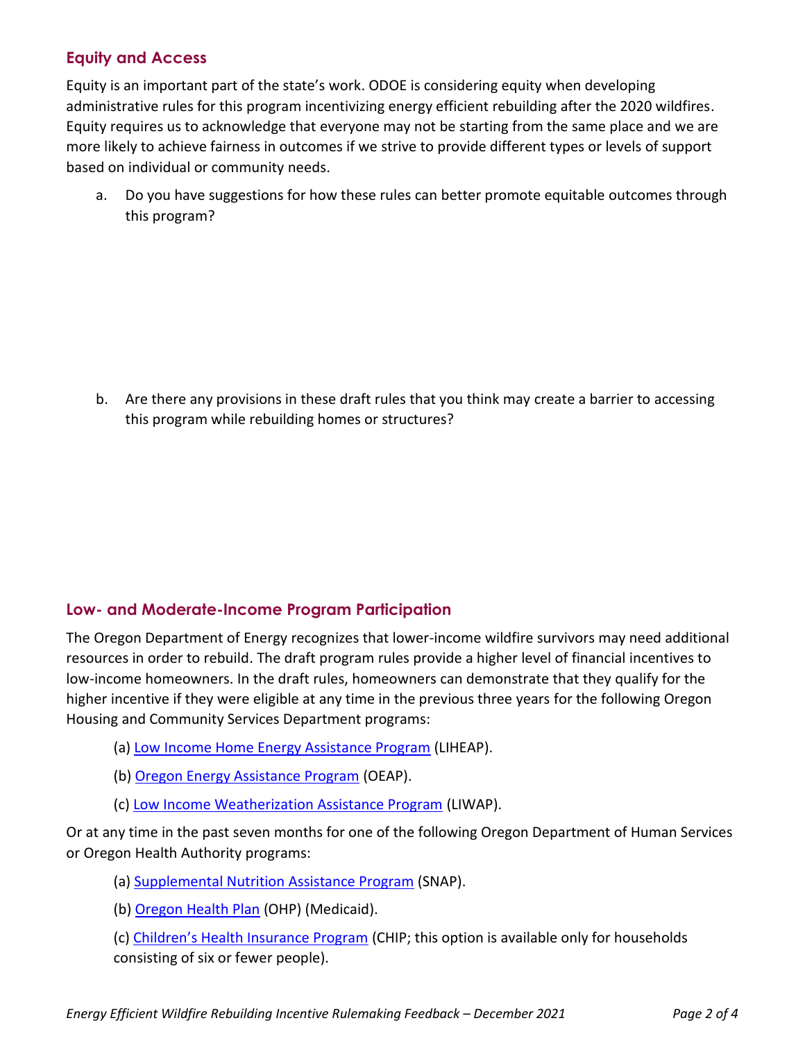## Equity and Access

Equity is an important part of the state's work. ODOE is considering equity when developing administrative rules for this program incentivizing energy efficient rebuilding after the 2020 wildfires. Equity requires us to acknowledge that everyone may not be starting from the same place and we are more likely to achieve fairness in outcomes if we strive to provide different types or levels of support based on individual or community needs.

a. Do you have suggestions for how these rules can better promote equitable outcomes through this program?

b. Are there any provisions in these draft rules that you think may create a barrier to accessing this program while rebuilding homes or structures?

## Low- and Moderate-Income Program Participation

The Oregon Department of Energy recognizes that lower-income wildfire survivors may need additional resources in order to rebuild. The draft program rules provide a higher level of financial incentives to low-income homeowners. In the draft rules, homeowners can demonstrate that they qualify for the higher incentive if they were eligible at any time in the previous three years for the following Oregon Housing and Community Services Department programs:

(a) Low Income Home Energy Assistance Program (LIHEAP).

(b) Oregon Energy Assistance Program (OEAP).

(c) Low Income Weatherization Assistance Program (LIWAP).

Or at any time in the past seven months for one of the following Oregon Department of Human Services or Oregon Health Authority programs:

(a) Supplemental Nutrition Assistance Program (SNAP).

(b) Oregon Health Plan (OHP) (Medicaid).

(c) Children's Health Insurance Program (CHIP; this option is available only for households consisting of six or fewer people).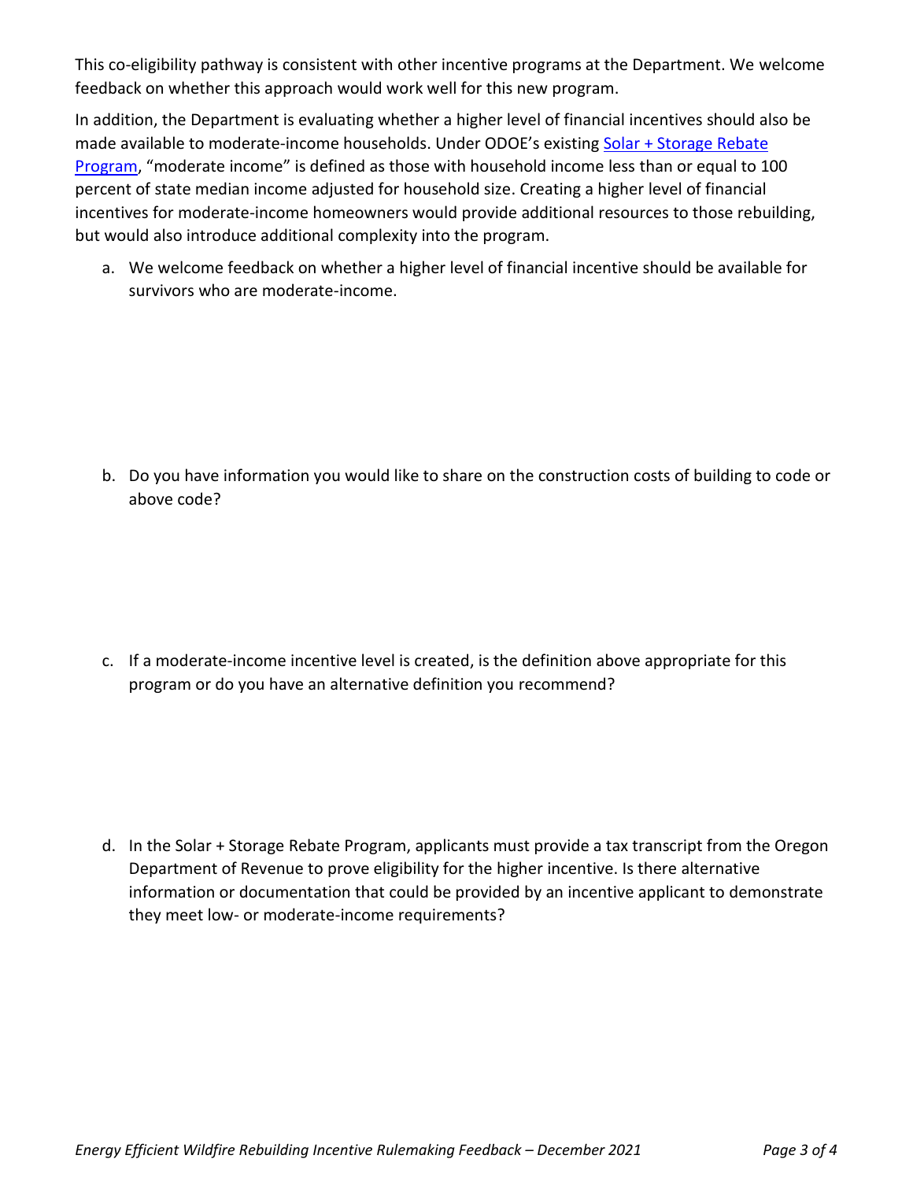This co-eligibility pathway is consistent with other incentive programs at the Department. We welcome feedback on whether this approach would work well for this new program.

In addition, the Department is evaluating whether a higher level of financial incentives should also be made available to moderate-income households. Under ODOE's existing [Solar + Storage Rebate Program](), "moderate income" is defined as those with household income less than or equal to 100 percent of state median income adjusted for household size. Creating a higher level of financial incentives for moderate-income homeowners would provide additional resources to those rebuilding, but would also introduce additional complexity into the program.

a. We welcome feedback on whether a higher level of financial incentive should be available for survivors who are moderate-income.

b. Do you have information you would like to share on the construction costs of building to code or above code?

c. If a moderate-income incentive level is created, is the definition above appropriate for this program or do you have an alternative definition you recommend?

d. In the Solar + Storage Rebate Program, applicants must provide a tax transcript from the Oregon Department of Revenue to prove eligibility for the higher incentive. Is there alternative information or documentation that could be provided by an incentive applicant to demonstrate they meet low- or moderate-income requirements?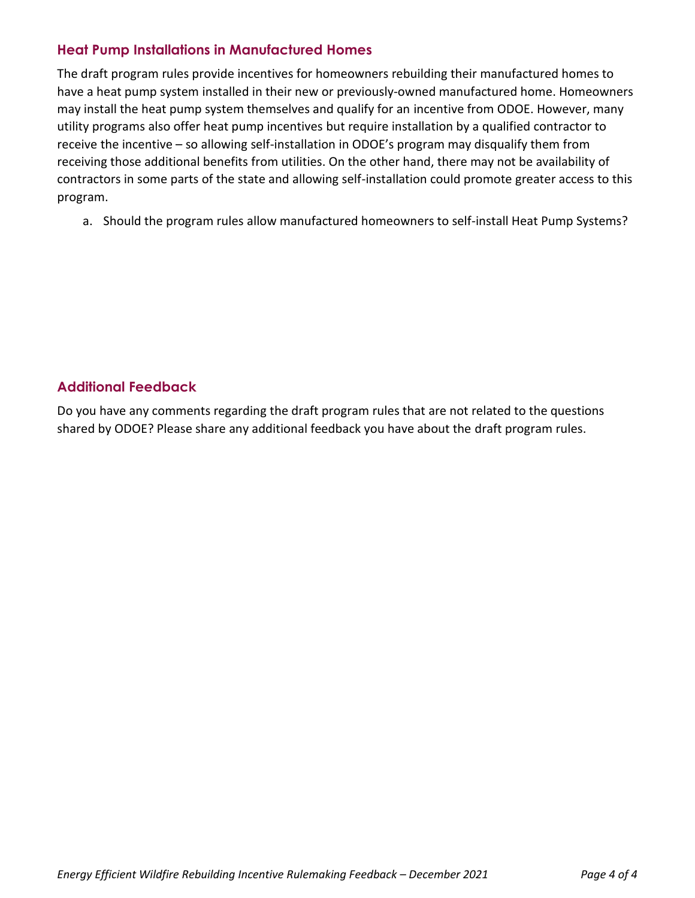## Heat Pump Installations in Manufactured Homes

The draft program rules provide incentives for homeowners rebuilding their manufactured homes to have a heat pump system installed in their new or previously-owned manufactured home. Homeowners may install the heat pump system themselves and qualify for an incentive from ODOE. However, many utility programs also offer heat pump incentives but require installation by a qualified contractor to receive the incentive – so allowing self-installation in ODOE's program may disqualify them from receiving those additional benefits from utilities. On the other hand, there may not be availability of contractors in some parts of the state and allowing self-installation could promote greater access to this program.

a. Should the program rules allow manufactured homeowners to self-install Heat Pump Systems?

## Additional Feedback

Do you have any comments regarding the draft program rules that are not related to the questions shared by ODOE? Please share any additional feedback you have about the draft program rules.